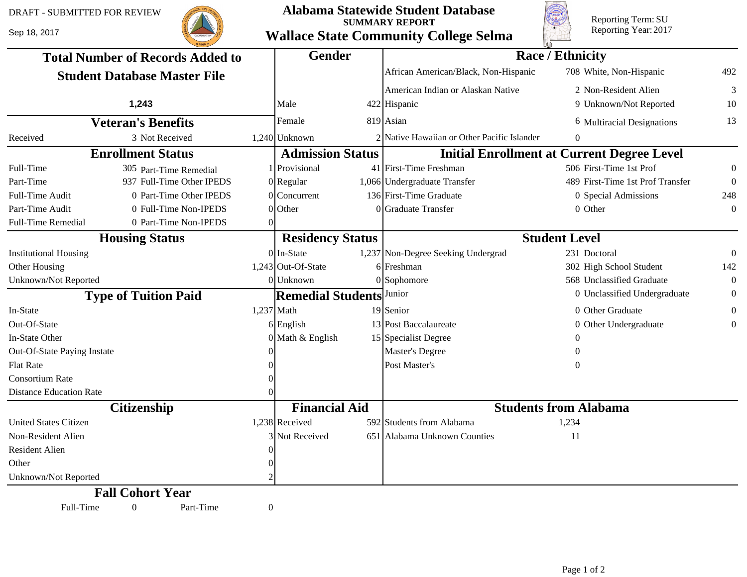DRAFT - SUBMITTED FOR REVIEW

Sep 18, 2017

# Alabama Statewide Student Database

**SUMMARY REPORT**

## Wallace State Community College Selma

Reporting Term: SU
Reporting Year: 2017

### Total Number of Records Added to Student Database Master File

**1,243**

### Veteran's Benefits

| Received | 3 | Not Received | 1,240 |
|---|---|---|---|

### Gender

| Gender | Count |
|---|---|
| Male | 422 |
| Female | 819 |
| Unknown | 2 |

### Race / Ethnicity

| Race / Ethnicity | Count | Race / Ethnicity | Count |
|---|---|---|---|
| African American/Black, Non-Hispanic | 708 | White, Non-Hispanic | 492 |
| American Indian or Alaskan Native | 2 | Non-Resident Alien | 3 |
| Hispanic | 9 | Unknown/Not Reported | 10 |
| Asian | 6 | Multiracial Designations | 13 |
| Native Hawaiian or Other Pacific Islander | 0 | | |

### Enrollment Status

| Status | Count | Status | Count |
|---|---|---|---|
| Full-Time | 305 | Part-Time Remedial | 1 |
| Part-Time | 937 | Full-Time Other IPEDS | 0 |
| Full-Time Audit | 0 | Part-Time Other IPEDS | 0 |
| Part-Time Audit | 0 | Full-Time Non-IPEDS | 0 |
| Full-Time Remedial | 0 | Part-Time Non-IPEDS | 0 |

### Admission Status

| Status | Count |
|---|---|
| Provisional | 41 |
| Regular | 1,066 |
| Concurrent | 136 |
| Other | 0 |

### Initial Enrollment at Current Degree Level

| Level | Count | Level | Count |
|---|---|---|---|
| First-Time Freshman | 506 | First-Time 1st Prof | 0 |
| Undergraduate Transfer | 489 | First-Time 1st Prof Transfer | 0 |
| First-Time Graduate | 0 | Special Admissions | 248 |
| Graduate Transfer | 0 | Other | 0 |

### Housing Status

| Status | Count |
|---|---|
| Institutional Housing | 0 |
| Other Housing | 1,243 |
| Unknown/Not Reported | 0 |

### Residency Status

| Status | Count |
|---|---|
| In-State | 1,237 |
| Out-Of-State | 6 |
| Unknown | 0 |

### Student Level

| Level | Count | Level | Count |
|---|---|---|---|
| Non-Degree Seeking Undergrad | 231 | Doctoral | 0 |
| Freshman | 302 | High School Student | 142 |
| Sophomore | 568 | Unclassified Graduate | 0 |
| Junior | 0 | Unclassified Undergraduate | 0 |
| Senior | 0 | Other Graduate | 0 |
| Post Baccalaureate | 0 | Other Undergraduate | 0 |
| Specialist Degree | 0 | | |
| Master's Degree | 0 | | |
| Post Master's | 0 | | |

### Type of Tuition Paid

| Type | Count |
|---|---|
| In-State | 1,237 |
| Out-Of-State | 6 |
| In-State Other | 0 |
| Out-Of-State Paying Instate | 0 |
| Flat Rate | 0 |
| Consortium Rate | 0 |
| Distance Education Rate | 0 |

### Remedial Students

| Subject | Count |
|---|---|
| Math | 19 |
| English | 13 |
| Math & English | 15 |

### Citizenship

| Citizenship | Count |
|---|---|
| United States Citizen | 1,238 |
| Non-Resident Alien | 3 |
| Resident Alien | 0 |
| Other | 0 |
| Unknown/Not Reported | 2 |

### Financial Aid

| Financial Aid | Count |
|---|---|
| Received | 592 |
| Not Received | 651 |

### Students from Alabama

| Category | Count |
|---|---|
| Students from Alabama | 1,234 |
| Alabama Unknown Counties | 11 |

### Fall Cohort Year

| Full-Time | 0 | Part-Time | 0 |
|---|---|---|---|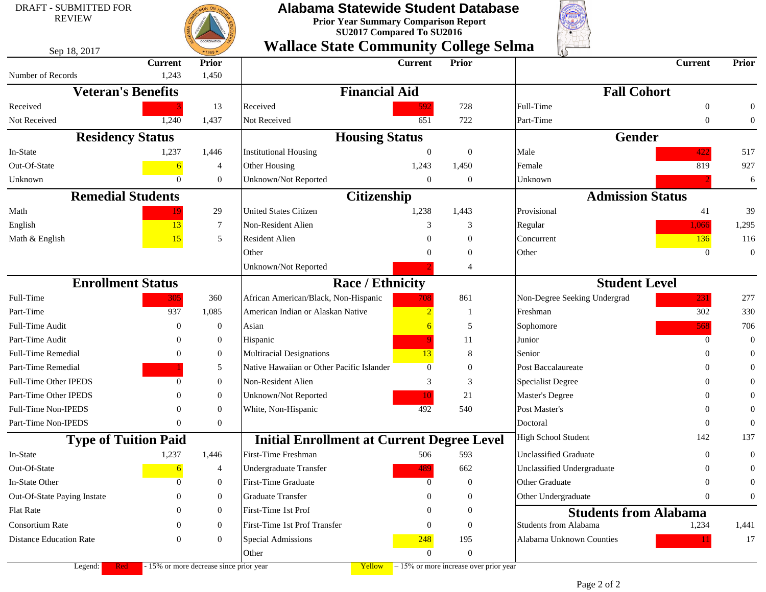DRAFT - SUBMITTED FOR REVIEW

Sep 18, 2017

# Alabama Statewide Student Database

**Prior Year Summary Comparison Report**

**SU2017 Compared To SU2016**

## Wallace State Community College Selma

| | Current | Prior |
|---|---|---|
| Number of Records | 1,243 | 1,450 |

### Veteran's Benefits

| | Current | Prior |
|---|---|---|
| Received | 3 | 13 |
| Not Received | 1,240 | 1,437 |

### Residency Status

| | Current | Prior |
|---|---|---|
| In-State | 1,237 | 1,446 |
| Out-Of-State | 6 | 4 |
| Unknown | 0 | 0 |

### Remedial Students

| | Current | Prior |
|---|---|---|
| Math | 19 | 29 |
| English | 13 | 7 |
| Math & English | 15 | 5 |

### Enrollment Status

| | Current | Prior |
|---|---|---|
| Full-Time | 305 | 360 |
| Part-Time | 937 | 1,085 |
| Full-Time Audit | 0 | 0 |
| Part-Time Audit | 0 | 0 |
| Full-Time Remedial | 0 | 0 |
| Part-Time Remedial | 1 | 5 |
| Full-Time Other IPEDS | 0 | 0 |
| Part-Time Other IPEDS | 0 | 0 |
| Full-Time Non-IPEDS | 0 | 0 |
| Part-Time Non-IPEDS | 0 | 0 |

### Type of Tuition Paid

| | Current | Prior |
|---|---|---|
| In-State | 1,237 | 1,446 |
| Out-Of-State | 6 | 4 |
| In-State Other | 0 | 0 |
| Out-Of-State Paying Instate | 0 | 0 |
| Flat Rate | 0 | 0 |
| Consortium Rate | 0 | 0 |
| Distance Education Rate | 0 | 0 |

### Financial Aid

| | Current | Prior |
|---|---|---|
| Received | 592 | 728 |
| Not Received | 651 | 722 |

### Housing Status

| | Current | Prior |
|---|---|---|
| Institutional Housing | 0 | 0 |
| Other Housing | 1,243 | 1,450 |
| Unknown/Not Reported | 0 | 0 |

### Citizenship

| | Current | Prior |
|---|---|---|
| United States Citizen | 1,238 | 1,443 |
| Non-Resident Alien | 3 | 3 |
| Resident Alien | 0 | 0 |
| Other | 0 | 0 |
| Unknown/Not Reported | 2 | 4 |

### Race / Ethnicity

| | Current | Prior |
|---|---|---|
| African American/Black, Non-Hispanic | 708 | 861 |
| American Indian or Alaskan Native | 2 | 1 |
| Asian | 6 | 5 |
| Hispanic | 9 | 11 |
| Multiracial Designations | 13 | 8 |
| Native Hawaiian or Other Pacific Islander | 0 | 0 |
| Non-Resident Alien | 3 | 3 |
| Unknown/Not Reported | 10 | 21 |
| White, Non-Hispanic | 492 | 540 |

### Initial Enrollment at Current Degree Level

| | Current | Prior |
|---|---|---|
| First-Time Freshman | 506 | 593 |
| Undergraduate Transfer | 489 | 662 |
| First-Time Graduate | 0 | 0 |
| Graduate Transfer | 0 | 0 |
| First-Time 1st Prof | 0 | 0 |
| First-Time 1st Prof Transfer | 0 | 0 |
| Special Admissions | 248 | 195 |
| Other | 0 | 0 |

### Fall Cohort

| | Current | Prior |
|---|---|---|
| Full-Time | 0 | 0 |
| Part-Time | 0 | 0 |

### Gender

| | Current | Prior |
|---|---|---|
| Male | 422 | 517 |
| Female | 819 | 927 |
| Unknown | 2 | 6 |

### Admission Status

| | Current | Prior |
|---|---|---|
| Provisional | 41 | 39 |
| Regular | 1,066 | 1,295 |
| Concurrent | 136 | 116 |
| Other | 0 | 0 |

### Student Level

| | Current | Prior |
|---|---|---|
| Non-Degree Seeking Undergrad | 231 | 277 |
| Freshman | 302 | 330 |
| Sophomore | 568 | 706 |
| Junior | 0 | 0 |
| Senior | 0 | 0 |
| Post Baccalaureate | 0 | 0 |
| Specialist Degree | 0 | 0 |
| Master's Degree | 0 | 0 |
| Post Master's | 0 | 0 |
| Doctoral | 0 | 0 |
| High School Student | 142 | 137 |
| Unclassified Graduate | 0 | 0 |
| Unclassified Undergraduate | 0 | 0 |
| Other Graduate | 0 | 0 |
| Other Undergraduate | 0 | 0 |

### Students from Alabama

| | Current | Prior |
|---|---|---|
| Students from Alabama | 1,234 | 1,441 |
| Alabama Unknown Counties | 11 | 17 |

Legend: Red - 15% or more decrease since prior year; Yellow – 15% or more increase over prior year